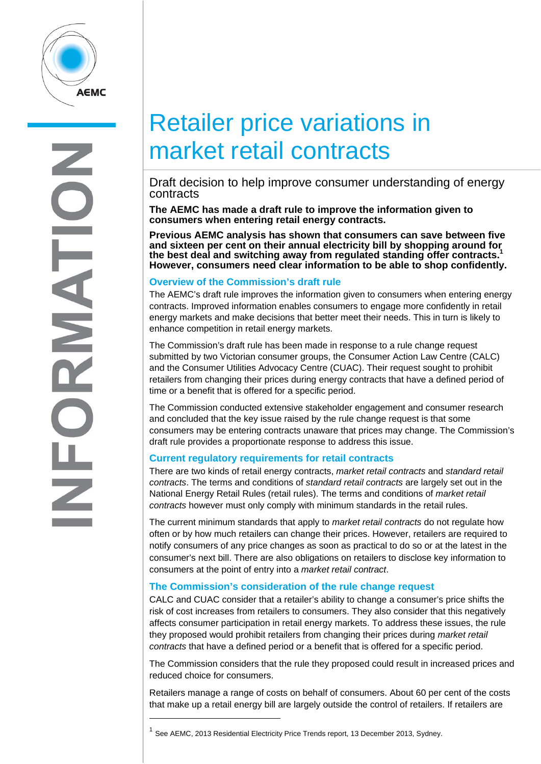# Retailer price variations in market retail contracts

## Draft decision to help improve consumer understanding of energy contracts

**The AEMC has made a draft rule to improve the information given to consumers when entering retail energy contracts.**

**Previous AEMC analysis has shown that consumers can save between five and sixteen per cent on their annual electricity bill by shopping around for the best deal and switching away from regulated standing offer contracts.[1] However, consumers need clear information to be able to shop confidently.**

### Overview of the Commission's draft rule

The AEMC's draft rule improves the information given to consumers when entering energy contracts. Improved information enables consumers to engage more confidently in retail energy markets and make decisions that better meet their needs. This in turn is likely to enhance competition in retail energy markets.

The Commission's draft rule has been made in response to a rule change request submitted by two Victorian consumer groups, the Consumer Action Law Centre (CALC) and the Consumer Utilities Advocacy Centre (CUAC). Their request sought to prohibit retailers from changing their prices during energy contracts that have a defined period of time or a benefit that is offered for a specific period.

The Commission conducted extensive stakeholder engagement and consumer research and concluded that the key issue raised by the rule change request is that some consumers may be entering contracts unaware that prices may change. The Commission's draft rule provides a proportionate response to address this issue.

### Current regulatory requirements for retail contracts

There are two kinds of retail energy contracts, *market retail contracts* and *standard retail contracts*. The terms and conditions of *standard retail contracts* are largely set out in the National Energy Retail Rules (retail rules). The terms and conditions of *market retail contracts* however must only comply with minimum standards in the retail rules.

The current minimum standards that apply to *market retail contracts* do not regulate how often or by how much retailers can change their prices. However, retailers are required to notify consumers of any price changes as soon as practical to do so or at the latest in the consumer's next bill. There are also obligations on retailers to disclose key information to consumers at the point of entry into a *market retail contract*.

### The Commission's consideration of the rule change request

CALC and CUAC consider that a retailer's ability to change a consumer's price shifts the risk of cost increases from retailers to consumers. They also consider that this negatively affects consumer participation in retail energy markets. To address these issues, the rule they proposed would prohibit retailers from changing their prices during *market retail contracts* that have a defined period or a benefit that is offered for a specific period.

The Commission considers that the rule they proposed could result in increased prices and reduced choice for consumers.

Retailers manage a range of costs on behalf of consumers. About 60 per cent of the costs that make up a retail energy bill are largely outside the control of retailers. If retailers are

---

[1] See AEMC, 2013 Residential Electricity Price Trends report, 13 December 2013, Sydney.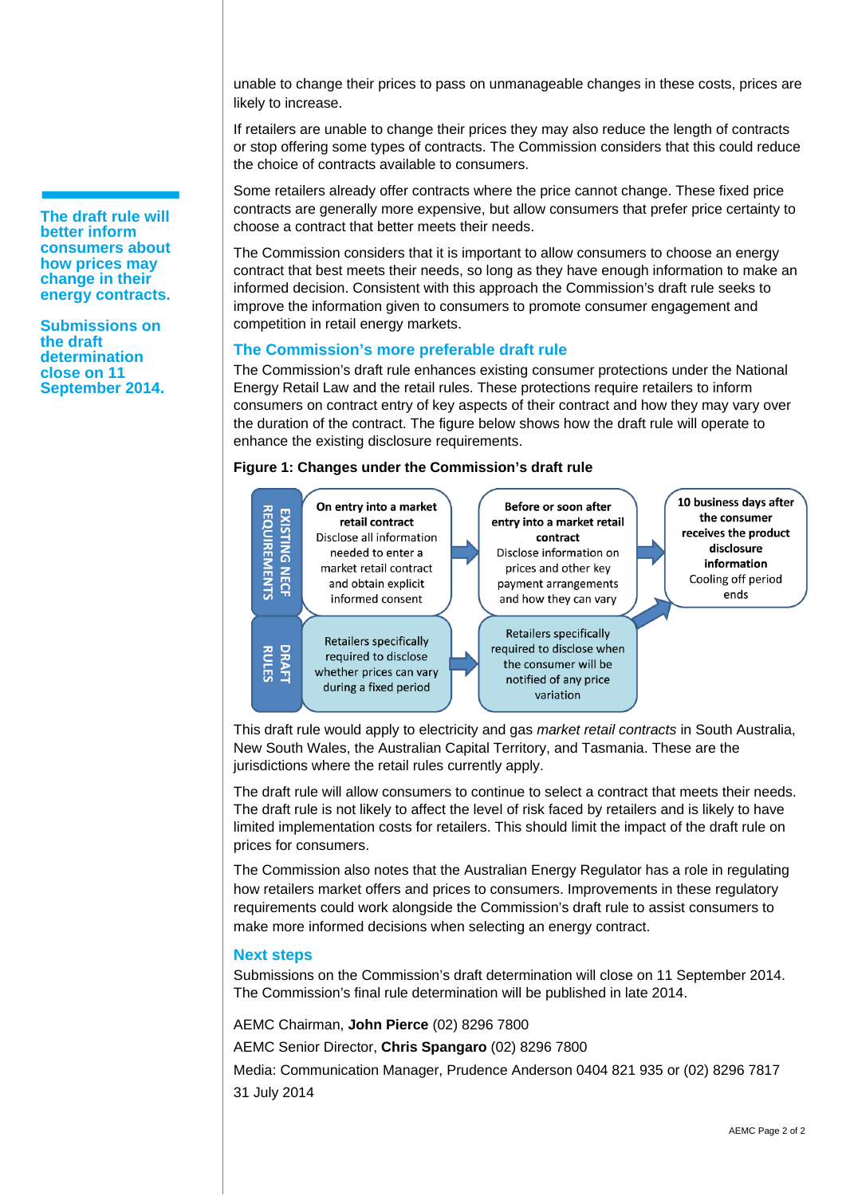unable to change their prices to pass on unmanageable changes in these costs, prices are likely to increase.

If retailers are unable to change their prices they may also reduce the length of contracts or stop offering some types of contracts. The Commission considers that this could reduce the choice of contracts available to consumers.

**The draft rule will better inform consumers about how prices may change in their energy contracts.**

**Submissions on the draft determination close on 11 September 2014.**

Some retailers already offer contracts where the price cannot change. These fixed price contracts are generally more expensive, but allow consumers that prefer price certainty to choose a contract that better meets their needs.

The Commission considers that it is important to allow consumers to choose an energy contract that best meets their needs, so long as they have enough information to make an informed decision. Consistent with this approach the Commission's draft rule seeks to improve the information given to consumers to promote consumer engagement and competition in retail energy markets.

## The Commission's more preferable draft rule

The Commission's draft rule enhances existing consumer protections under the National Energy Retail Law and the retail rules. These protections require retailers to inform consumers on contract entry of key aspects of their contract and how they may vary over the duration of the contract. The figure below shows how the draft rule will operate to enhance the existing disclosure requirements.

**Figure 1: Changes under the Commission's draft rule**

EXISTING NECF REQUIREMENTS

**On entry into a market retail contract**
Disclose all information needed to enter a market retail contract and obtain explicit informed consent

**Before or soon after entry into a market retail contract**
Disclose information on prices and other key payment arrangements and how they can vary

**10 business days after the consumer receives the product disclosure information**
Cooling off period ends

DRAFT RULES

Retailers specifically required to disclose whether prices can vary during a fixed period

Retailers specifically required to disclose when the consumer will be notified of any price variation

This draft rule would apply to electricity and gas *market retail contracts* in South Australia, New South Wales, the Australian Capital Territory, and Tasmania. These are the jurisdictions where the retail rules currently apply.

The draft rule will allow consumers to continue to select a contract that meets their needs. The draft rule is not likely to affect the level of risk faced by retailers and is likely to have limited implementation costs for retailers. This should limit the impact of the draft rule on prices for consumers.

The Commission also notes that the Australian Energy Regulator has a role in regulating how retailers market offers and prices to consumers. Improvements in these regulatory requirements could work alongside the Commission's draft rule to assist consumers to make more informed decisions when selecting an energy contract.

## Next steps

Submissions on the Commission's draft determination will close on 11 September 2014. The Commission's final rule determination will be published in late 2014.

AEMC Chairman, **John Pierce** (02) 8296 7800

AEMC Senior Director, **Chris Spangaro** (02) 8296 7800

Media: Communication Manager, Prudence Anderson 0404 821 935 or (02) 8296 7817

31 July 2014